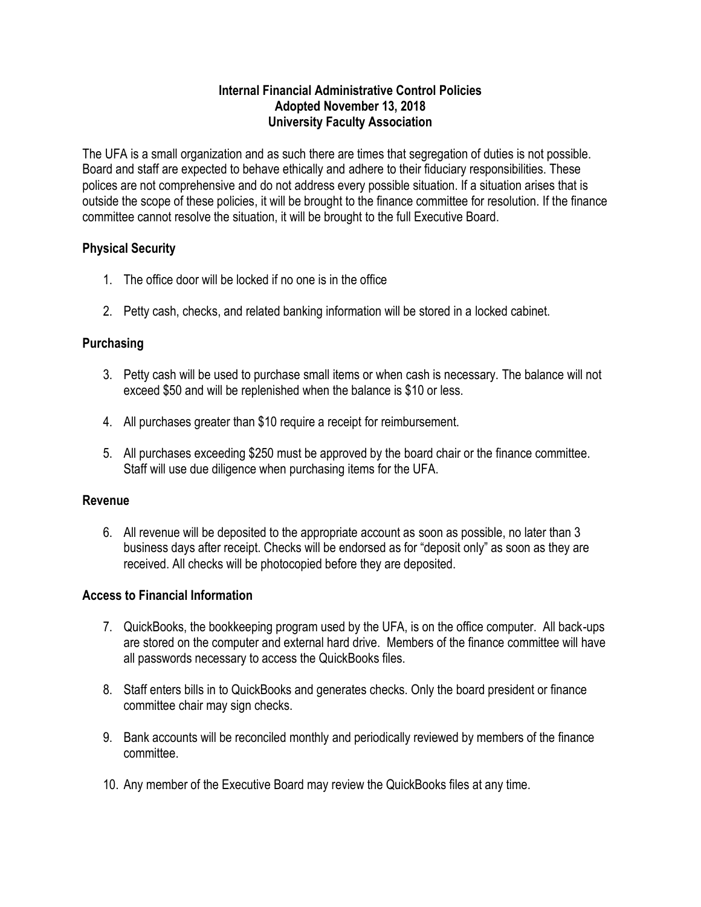# Internal Financial Administrative Control Policies
## Adopted November 13, 2018
## University Faculty Association

The UFA is a small organization and as such there are times that segregation of duties is not possible. Board and staff are expected to behave ethically and adhere to their fiduciary responsibilities. These polices are not comprehensive and do not address every possible situation. If a situation arises that is outside the scope of these policies, it will be brought to the finance committee for resolution. If the finance committee cannot resolve the situation, it will be brought to the full Executive Board.

### Physical Security

1. The office door will be locked if no one is in the office

2. Petty cash, checks, and related banking information will be stored in a locked cabinet.

### Purchasing

3. Petty cash will be used to purchase small items or when cash is necessary. The balance will not exceed $50 and will be replenished when the balance is $10 or less.

4. All purchases greater than $10 require a receipt for reimbursement.

5. All purchases exceeding $250 must be approved by the board chair or the finance committee. Staff will use due diligence when purchasing items for the UFA.

### Revenue

6. All revenue will be deposited to the appropriate account as soon as possible, no later than 3 business days after receipt. Checks will be endorsed as for "deposit only" as soon as they are received. All checks will be photocopied before they are deposited.

### Access to Financial Information

7. QuickBooks, the bookkeeping program used by the UFA, is on the office computer. All back-ups are stored on the computer and external hard drive. Members of the finance committee will have all passwords necessary to access the QuickBooks files.

8. Staff enters bills in to QuickBooks and generates checks. Only the board president or finance committee chair may sign checks.

9. Bank accounts will be reconciled monthly and periodically reviewed by members of the finance committee.

10. Any member of the Executive Board may review the QuickBooks files at any time.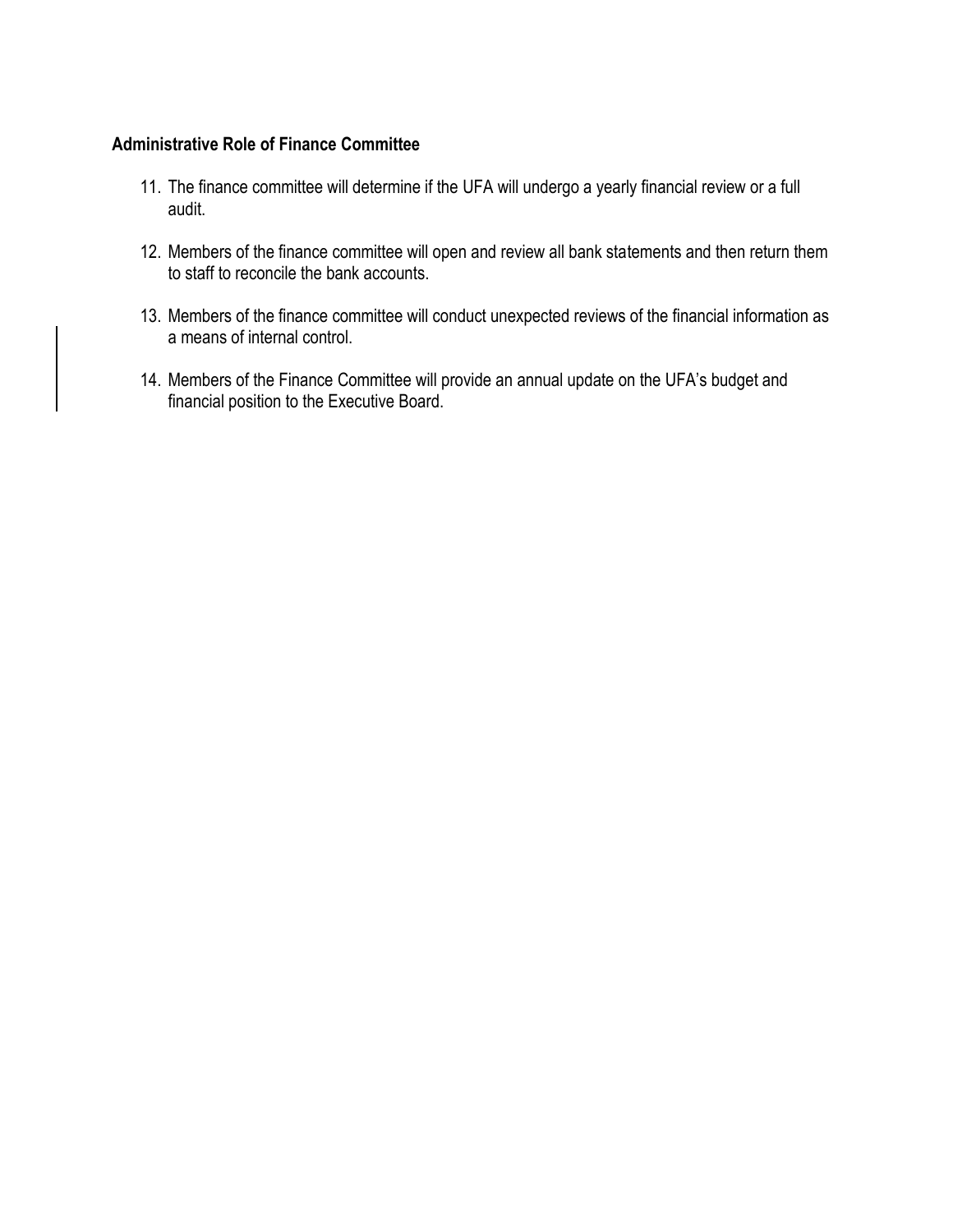**Administrative Role of Finance Committee**

11. The finance committee will determine if the UFA will undergo a yearly financial review or a full audit.

12. Members of the finance committee will open and review all bank statements and then return them to staff to reconcile the bank accounts.

13. Members of the finance committee will conduct unexpected reviews of the financial information as a means of internal control.

14. Members of the Finance Committee will provide an annual update on the UFA's budget and financial position to the Executive Board.